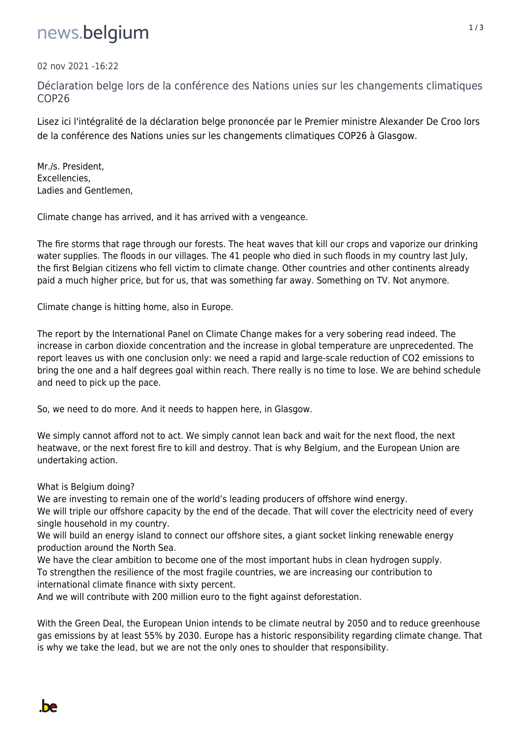02 nov 2021 -16:22

# Déclaration belge lors de la conférence des Nations unies sur les changements climatiques COP26

Lisez ici l'intégralité de la déclaration belge prononcée par le Premier ministre Alexander De Croo lors de la conférence des Nations unies sur les changements climatiques COP26 à Glasgow.

Mr./s. President,
Excellencies,
Ladies and Gentlemen,

Climate change has arrived, and it has arrived with a vengeance.

The fire storms that rage through our forests. The heat waves that kill our crops and vaporize our drinking water supplies. The floods in our villages. The 41 people who died in such floods in my country last July, the first Belgian citizens who fell victim to climate change. Other countries and other continents already paid a much higher price, but for us, that was something far away. Something on TV. Not anymore.

Climate change is hitting home, also in Europe.

The report by the International Panel on Climate Change makes for a very sobering read indeed. The increase in carbon dioxide concentration and the increase in global temperature are unprecedented. The report leaves us with one conclusion only: we need a rapid and large-scale reduction of $CO_2$ emissions to bring the one and a half degrees goal within reach. There really is no time to lose. We are behind schedule and need to pick up the pace.

So, we need to do more. And it needs to happen here, in Glasgow.

We simply cannot afford not to act. We simply cannot lean back and wait for the next flood, the next heatwave, or the next forest fire to kill and destroy. That is why Belgium, and the European Union are undertaking action.

What is Belgium doing?
We are investing to remain one of the world's leading producers of offshore wind energy.
We will triple our offshore capacity by the end of the decade. That will cover the electricity need of every single household in my country.
We will build an energy island to connect our offshore sites, a giant socket linking renewable energy production around the North Sea.
We have the clear ambition to become one of the most important hubs in clean hydrogen supply.
To strengthen the resilience of the most fragile countries, we are increasing our contribution to international climate finance with sixty percent.
And we will contribute with 200 million euro to the fight against deforestation.

With the Green Deal, the European Union intends to be climate neutral by 2050 and to reduce greenhouse gas emissions by at least 55% by 2030. Europe has a historic responsibility regarding climate change. That is why we take the lead, but we are not the only ones to shoulder that responsibility.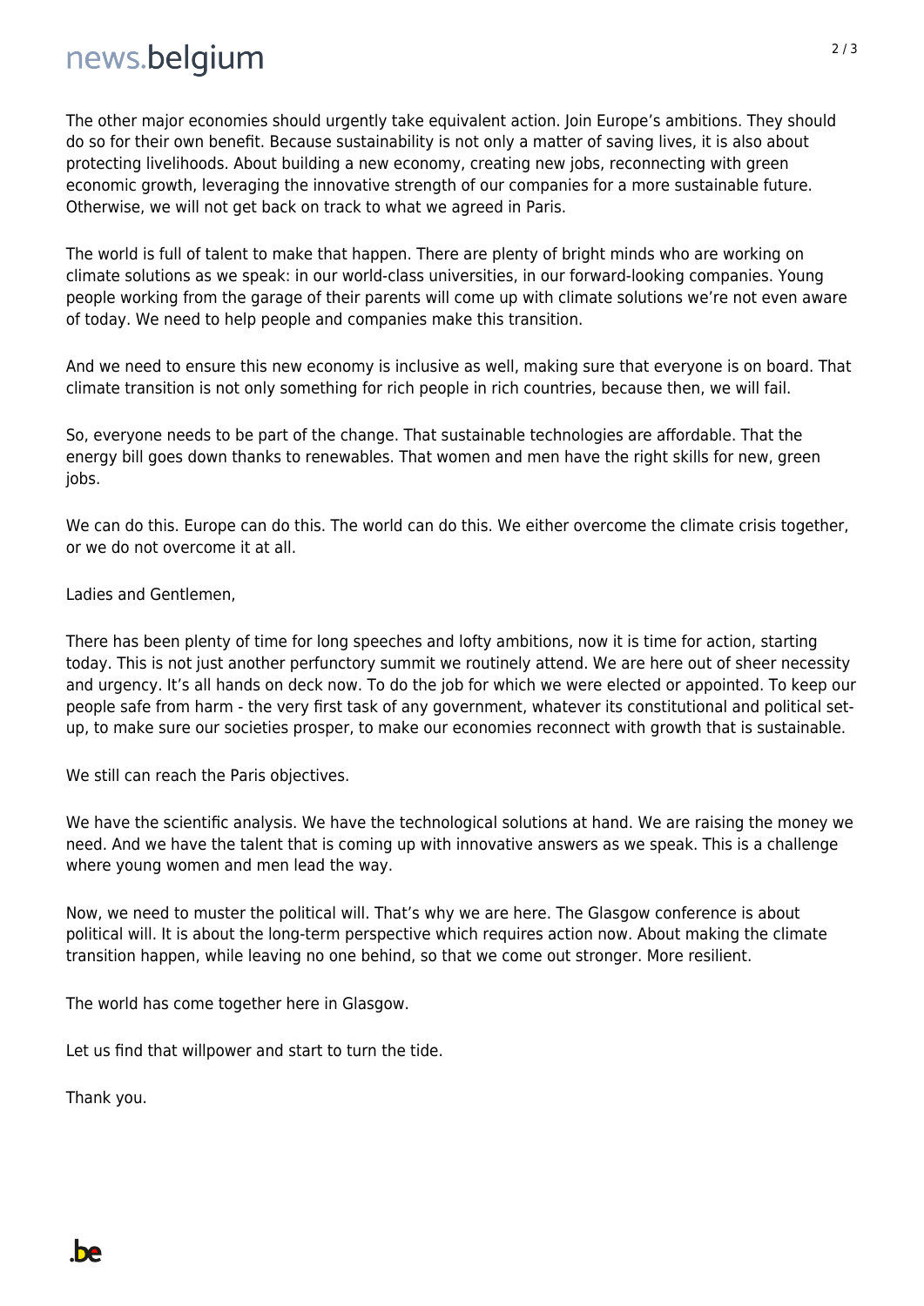The other major economies should urgently take equivalent action. Join Europe's ambitions. They should do so for their own benefit. Because sustainability is not only a matter of saving lives, it is also about protecting livelihoods. About building a new economy, creating new jobs, reconnecting with green economic growth, leveraging the innovative strength of our companies for a more sustainable future. Otherwise, we will not get back on track to what we agreed in Paris.

The world is full of talent to make that happen. There are plenty of bright minds who are working on climate solutions as we speak: in our world-class universities, in our forward-looking companies. Young people working from the garage of their parents will come up with climate solutions we're not even aware of today. We need to help people and companies make this transition.

And we need to ensure this new economy is inclusive as well, making sure that everyone is on board. That climate transition is not only something for rich people in rich countries, because then, we will fail.

So, everyone needs to be part of the change. That sustainable technologies are affordable. That the energy bill goes down thanks to renewables. That women and men have the right skills for new, green jobs.

We can do this. Europe can do this. The world can do this. We either overcome the climate crisis together, or we do not overcome it at all.

Ladies and Gentlemen,

There has been plenty of time for long speeches and lofty ambitions, now it is time for action, starting today. This is not just another perfunctory summit we routinely attend. We are here out of sheer necessity and urgency. It's all hands on deck now. To do the job for which we were elected or appointed. To keep our people safe from harm - the very first task of any government, whatever its constitutional and political set-up, to make sure our societies prosper, to make our economies reconnect with growth that is sustainable.

We still can reach the Paris objectives.

We have the scientific analysis. We have the technological solutions at hand. We are raising the money we need. And we have the talent that is coming up with innovative answers as we speak. This is a challenge where young women and men lead the way.

Now, we need to muster the political will. That's why we are here. The Glasgow conference is about political will. It is about the long-term perspective which requires action now. About making the climate transition happen, while leaving no one behind, so that we come out stronger. More resilient.

The world has come together here in Glasgow.

Let us find that willpower and start to turn the tide.

Thank you.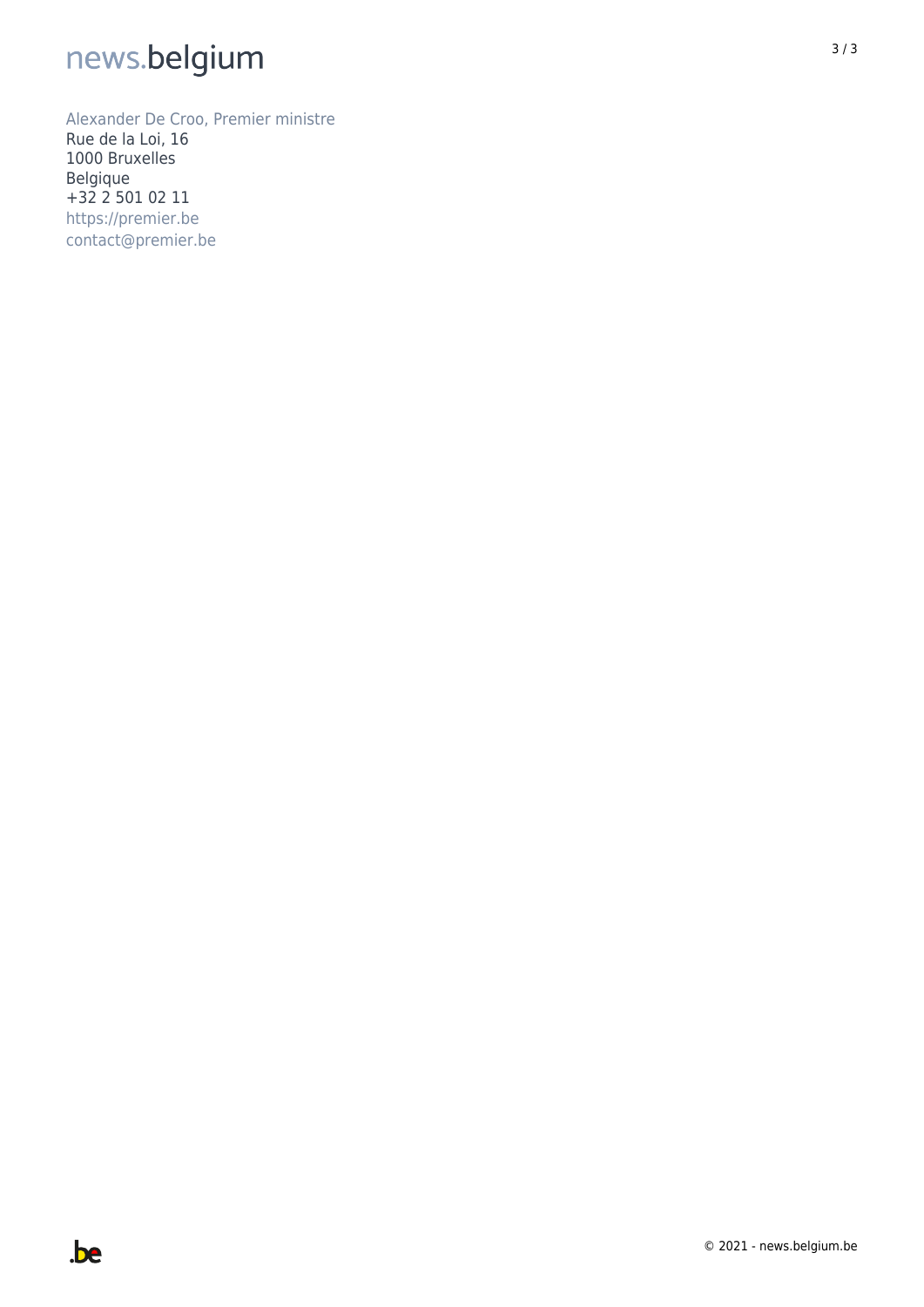Alexander De Croo, Premier ministre
Rue de la Loi, 16
1000 Bruxelles
Belgique
+32 2 501 02 11
https://premier.be
contact@premier.be